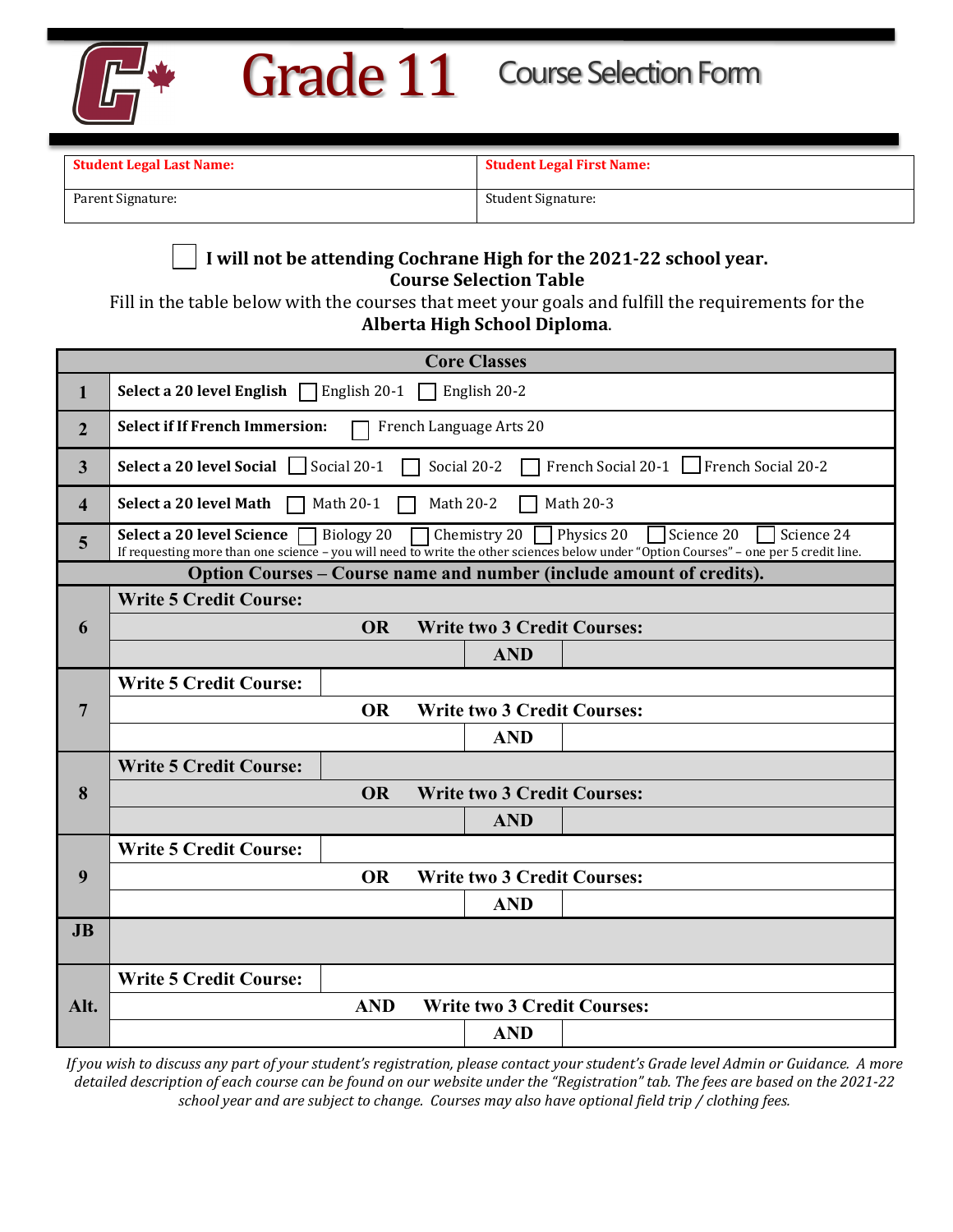# Grade 11 Course Selection Form

| Student Legal Last Name: | Student Legal First Name: |
|---|---|
| Parent Signature: | Student Signature: |

☐ **I will not be attending Cochrane High for the 2021-22 school year.**

**Course Selection Table**

Fill in the table below with the courses that meet your goals and fulfill the requirements for the **Alberta High School Diploma**.

| | **Core Classes** | | |
|---|---|---|---|
| **1** | **Select a 20 level English** ☐ English 20-1 ☐ English 20-2 | | |
| **2** | **Select if If French Immersion:** ☐ French Language Arts 20 | | |
| **3** | **Select a 20 level Social** ☐ Social 20-1 ☐ Social 20-2 ☐ French Social 20-1 ☐ French Social 20-2 | | |
| **4** | **Select a 20 level Math** ☐ Math 20-1 ☐ Math 20-2 ☐ Math 20-3 | | |
| **5** | **Select a 20 level Science** ☐ Biology 20 ☐ Chemistry 20 ☐ Physics 20 ☐ Science 20 ☐ Science 24<br>If requesting more than one science – you will need to write the other sciences below under "Option Courses" – one per 5 credit line. | | |
| | **Option Courses – Course name and number (include amount of credits).** | | |
| **6** | **Write 5 Credit Course:** | | |
| | **OR Write two 3 Credit Courses:** | | |
| | | **AND** | |
| **7** | **Write 5 Credit Course:** | | |
| | **OR Write two 3 Credit Courses:** | | |
| | | **AND** | |
| **8** | **Write 5 Credit Course:** | | |
| | **OR Write two 3 Credit Courses:** | | |
| | | **AND** | |
| **9** | **Write 5 Credit Course:** | | |
| | **OR Write two 3 Credit Courses:** | | |
| | | **AND** | |
| **JB** | | | |
| **Alt.** | **Write 5 Credit Course:** | | |
| | **AND Write two 3 Credit Courses:** | | |
| | | **AND** | |

*If you wish to discuss any part of your student's registration, please contact your student's Grade level Admin or Guidance. A more detailed description of each course can be found on our website under the "Registration" tab. The fees are based on the 2021-22 school year and are subject to change. Courses may also have optional field trip / clothing fees.*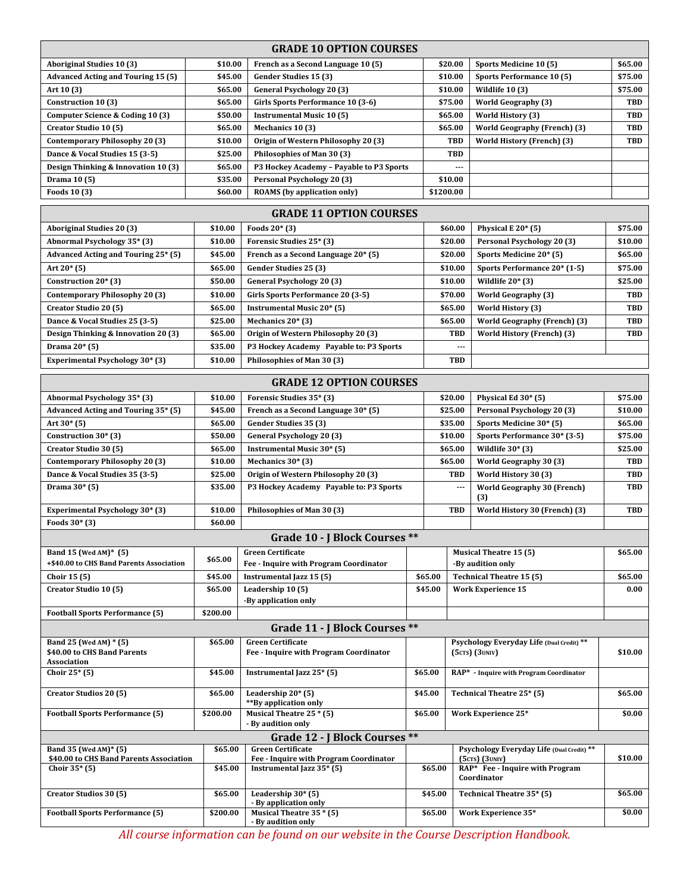## GRADE 10 OPTION COURSES

| | | | | | |
|---|---|---|---|---|---|
| **Aboriginal Studies 10 (3)** | **$10.00** | **French as a Second Language 10 (5)** | **$20.00** | **Sports Medicine 10 (5)** | **$65.00** |
| **Advanced Acting and Touring 15 (5)** | **$45.00** | **Gender Studies 15 (3)** | **$10.00** | **Sports Performance 10 (5)** | **$75.00** |
| **Art 10 (3)** | **$65.00** | **General Psychology 20 (3)** | **$10.00** | **Wildlife 10 (3)** | **$75.00** |
| **Construction 10 (3)** | **$65.00** | **Girls Sports Performance 10 (3-6)** | **$75.00** | **World Geography (3)** | **TBD** |
| **Computer Science & Coding 10 (3)** | **$50.00** | **Instrumental Music 10 (5)** | **$65.00** | **World History (3)** | **TBD** |
| **Creator Studio 10 (5)** | **$65.00** | **Mechanics 10 (3)** | **$65.00** | **World Geography (French) (3)** | **TBD** |
| **Contemporary Philosophy 20 (3)** | **$10.00** | **Origin of Western Philosophy 20 (3)** | **TBD** | **World History (French) (3)** | **TBD** |
| **Dance & Vocal Studies 15 (3-5)** | **$25.00** | **Philosophies of Man 30 (3)** | **TBD** | | |
| **Design Thinking & Innovation 10 (3)** | **$65.00** | **P3 Hockey Academy – Payable to P3 Sports** | **---** | | |
| **Drama 10 (5)** | **$35.00** | **Personal Psychology 20 (3)** | **$10.00** | | |
| **Foods 10 (3)** | **$60.00** | **ROAMS (by application only)** | **$1200.00** | | |

## GRADE 11 OPTION COURSES

| | | | | | |
|---|---|---|---|---|---|
| **Aboriginal Studies 20 (3)** | **$10.00** | **Foods 20* (3)** | **$60.00** | **Physical E 20* (5)** | **$75.00** |
| **Abnormal Psychology 35* (3)** | **$10.00** | **Forensic Studies 25* (3)** | **$20.00** | **Personal Psychology 20 (3)** | **$10.00** |
| **Advanced Acting and Touring 25* (5)** | **$45.00** | **French as a Second Language 20* (5)** | **$20.00** | **Sports Medicine 20* (5)** | **$65.00** |
| **Art 20* (5)** | **$65.00** | **Gender Studies 25 (3)** | **$10.00** | **Sports Performance 20* (1-5)** | **$75.00** |
| **Construction 20* (3)** | **$50.00** | **General Psychology 20 (3)** | **$10.00** | **Wildlife 20* (3)** | **$25.00** |
| **Contemporary Philosophy 20 (3)** | **$10.00** | **Girls Sports Performance 20 (3-5)** | **$70.00** | **World Geography (3)** | **TBD** |
| **Creator Studio 20 (5)** | **$65.00** | **Instrumental Music 20* (5)** | **$65.00** | **World History (3)** | **TBD** |
| **Dance & Vocal Studies 25 (3-5)** | **$25.00** | **Mechanics 20* (3)** | **$65.00** | **World Geography (French) (3)** | **TBD** |
| **Design Thinking & Innovation 20 (3)** | **$65.00** | **Origin of Western Philosophy 20 (3)** | **TBD** | **World History (French) (3)** | **TBD** |
| **Drama 20* (5)** | **$35.00** | **P3 Hockey Academy Payable to: P3 Sports** | **---** | | |
| **Experimental Psychology 30* (3)** | **$10.00** | **Philosophies of Man 30 (3)** | **TBD** | | |

## GRADE 12 OPTION COURSES

| | | | | | |
|---|---|---|---|---|---|
| **Abnormal Psychology 35* (3)** | **$10.00** | **Forensic Studies 35* (3)** | **$20.00** | **Physical Ed 30* (5)** | **$75.00** |
| **Advanced Acting and Touring 35* (5)** | **$45.00** | **French as a Second Language 30* (5)** | **$25.00** | **Personal Psychology 20 (3)** | **$10.00** |
| **Art 30* (5)** | **$65.00** | **Gender Studies 35 (3)** | **$35.00** | **Sports Medicine 30* (5)** | **$65.00** |
| **Construction 30* (3)** | **$50.00** | **General Psychology 20 (3)** | **$10.00** | **Sports Performance 30* (3-5)** | **$75.00** |
| **Creator Studio 30 (5)** | **$65.00** | **Instrumental Music 30* (5)** | **$65.00** | **Wildlife 30* (3)** | **$25.00** |
| **Contemporary Philosophy 20 (3)** | **$10.00** | **Mechanics 30* (3)** | **$65.00** | **World Geography 30 (3)** | **TBD** |
| **Dance & Vocal Studies 35 (3-5)** | **$25.00** | **Origin of Western Philosophy 20 (3)** | **TBD** | **World History 30 (3)** | **TBD** |
| **Drama 30* (5)** | **$35.00** | **P3 Hockey Academy Payable to: P3 Sports** | **---** | **World Geography 30 (French) (3)** | **TBD** |
| **Experimental Psychology 30* (3)** | **$10.00** | **Philosophies of Man 30 (3)** | **TBD** | **World History 30 (French) (3)** | **TBD** |
| **Foods 30* (3)** | **$60.00** | | | | |

## Grade 10 - J Block Courses **

| | | | | | |
|---|---|---|---|---|---|
| **Band 15 (Wed AM)* (5)** +$40.00 to CHS Band Parents Association | **$65.00** | **Green Certificate** Fee - Inquire with Program Coordinator | | **Musical Theatre 15 (5)** -By audition only | **$65.00** |
| **Choir 15 (5)** | **$45.00** | **Instrumental Jazz 15 (5)** | **$65.00** | **Technical Theatre 15 (5)** | **$65.00** |
| **Creator Studio 10 (5)** | **$65.00** | **Leadership 10 (5)** -By application only | **$45.00** | **Work Experience 15** | **0.00** |
| **Football Sports Performance (5)** | **$200.00** | | | | |

## Grade 11 - J Block Courses **

| | | | | | |
|---|---|---|---|---|---|
| **Band 25 (Wed AM) * (5)** $40.00 to CHS Band Parents Association | **$65.00** | **Green Certificate** Fee - Inquire with Program Coordinator | | **Psychology Everyday Life (Dual Credit) **** (5CTS) (3UNIV) | **$10.00** |
| **Choir 25* (5)** | **$45.00** | **Instrumental Jazz 25* (5)** | **$65.00** | **RAP* - Inquire with Program Coordinator** | |
| **Creator Studios 20 (5)** | **$65.00** | **Leadership 20* (5)** **By application only | **$45.00** | **Technical Theatre 25* (5)** | **$65.00** |
| **Football Sports Performance (5)** | **$200.00** | **Musical Theatre 25 * (5)** - By audition only | **$65.00** | **Work Experience 25*** | **$0.00** |

## Grade 12 - J Block Courses **

| | | | | | |
|---|---|---|---|---|---|
| **Band 35 (Wed AM)* (5)** $40.00 to CHS Band Parents Association | **$65.00** | **Green Certificate** Fee - Inquire with Program Coordinator | | **Psychology Everyday Life (Dual Credit) **** (5CTS) (3UNIV) | **$10.00** |
| **Choir 35* (5)** | **$45.00** | **Instrumental Jazz 35* (5)** | **$65.00** | **RAP* Fee - Inquire with Program Coordinator** | |
| **Creator Studios 30 (5)** | **$65.00** | **Leadership 30* (5)** - By application only | **$45.00** | **Technical Theatre 35* (5)** | **$65.00** |
| **Football Sports Performance (5)** | **$200.00** | **Musical Theatre 35 * (5)** - By audition only | **$65.00** | **Work Experience 35*** | **$0.00** |

*All course information can be found on our website in the Course Description Handbook.*